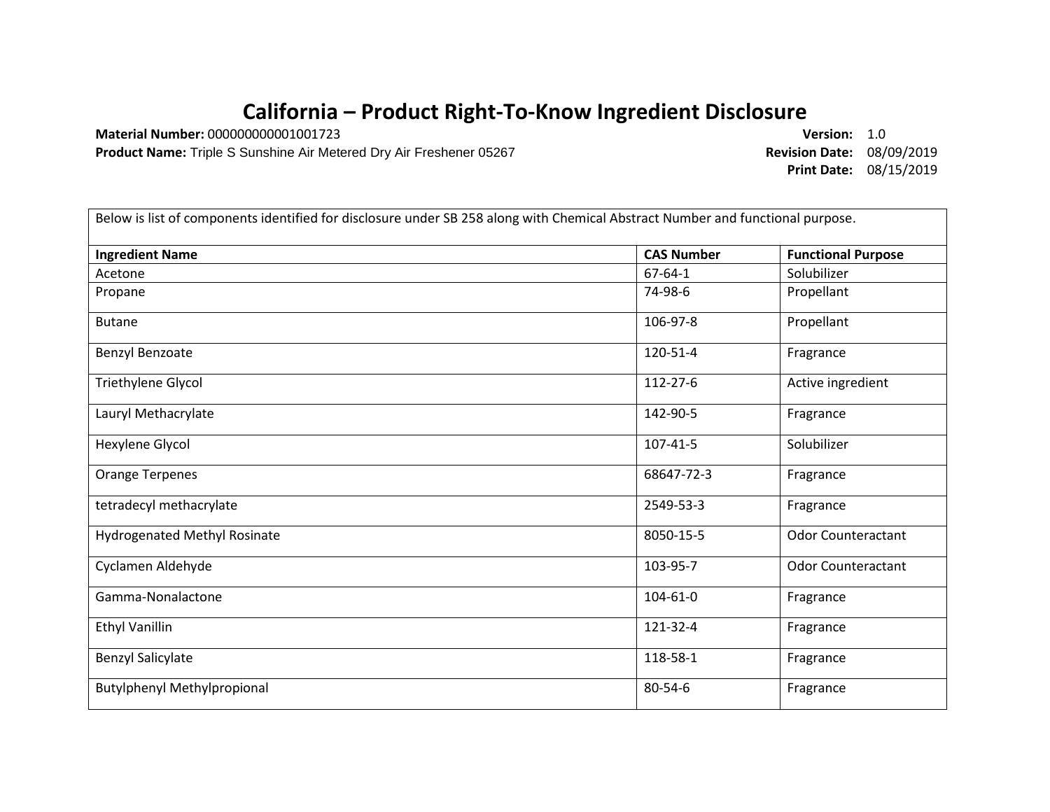# California – Product Right-To-Know Ingredient Disclosure

**Material Number:** 000000000001001723
**Product Name:** Triple S Sunshine Air Metered Dry Air Freshener 05267

**Version:** 1.0
**Revision Date:** 08/09/2019
**Print Date:** 08/15/2019

Below is list of components identified for disclosure under SB 258 along with Chemical Abstract Number and functional purpose.

| Ingredient Name | CAS Number | Functional Purpose |
|---|---|---|
| Acetone | 67-64-1 | Solubilizer |
| Propane | 74-98-6 | Propellant |
| Butane | 106-97-8 | Propellant |
| Benzyl Benzoate | 120-51-4 | Fragrance |
| Triethylene Glycol | 112-27-6 | Active ingredient |
| Lauryl Methacrylate | 142-90-5 | Fragrance |
| Hexylene Glycol | 107-41-5 | Solubilizer |
| Orange Terpenes | 68647-72-3 | Fragrance |
| tetradecyl methacrylate | 2549-53-3 | Fragrance |
| Hydrogenated Methyl Rosinate | 8050-15-5 | Odor Counteractant |
| Cyclamen Aldehyde | 103-95-7 | Odor Counteractant |
| Gamma-Nonalactone | 104-61-0 | Fragrance |
| Ethyl Vanillin | 121-32-4 | Fragrance |
| Benzyl Salicylate | 118-58-1 | Fragrance |
| Butylphenyl Methylpropional | 80-54-6 | Fragrance |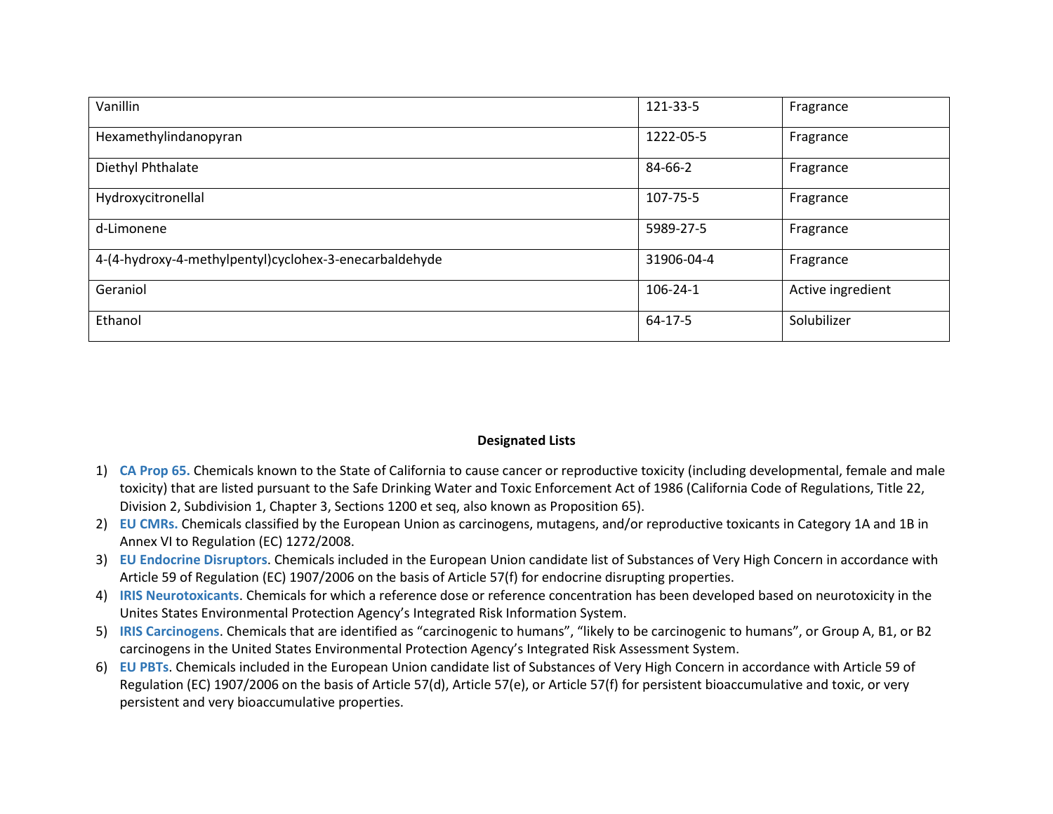| | | |
|---|---|---|
| Vanillin | 121-33-5 | Fragrance |
| Hexamethylindanopyran | 1222-05-5 | Fragrance |
| Diethyl Phthalate | 84-66-2 | Fragrance |
| Hydroxycitronellal | 107-75-5 | Fragrance |
| d-Limonene | 5989-27-5 | Fragrance |
| 4-(4-hydroxy-4-methylpentyl)cyclohex-3-enecarbaldehyde | 31906-04-4 | Fragrance |
| Geraniol | 106-24-1 | Active ingredient |
| Ethanol | 64-17-5 | Solubilizer |

**Designated Lists**

1) **CA Prop 65.** Chemicals known to the State of California to cause cancer or reproductive toxicity (including developmental, female and male toxicity) that are listed pursuant to the Safe Drinking Water and Toxic Enforcement Act of 1986 (California Code of Regulations, Title 22, Division 2, Subdivision 1, Chapter 3, Sections 1200 et seq, also known as Proposition 65).
2) **EU CMRs.** Chemicals classified by the European Union as carcinogens, mutagens, and/or reproductive toxicants in Category 1A and 1B in Annex VI to Regulation (EC) 1272/2008.
3) **EU Endocrine Disruptors**. Chemicals included in the European Union candidate list of Substances of Very High Concern in accordance with Article 59 of Regulation (EC) 1907/2006 on the basis of Article 57(f) for endocrine disrupting properties.
4) **IRIS Neurotoxicants**. Chemicals for which a reference dose or reference concentration has been developed based on neurotoxicity in the Unites States Environmental Protection Agency's Integrated Risk Information System.
5) **IRIS Carcinogens**. Chemicals that are identified as "carcinogenic to humans", "likely to be carcinogenic to humans", or Group A, B1, or B2 carcinogens in the United States Environmental Protection Agency's Integrated Risk Assessment System.
6) **EU PBTs**. Chemicals included in the European Union candidate list of Substances of Very High Concern in accordance with Article 59 of Regulation (EC) 1907/2006 on the basis of Article 57(d), Article 57(e), or Article 57(f) for persistent bioaccumulative and toxic, or very persistent and very bioaccumulative properties.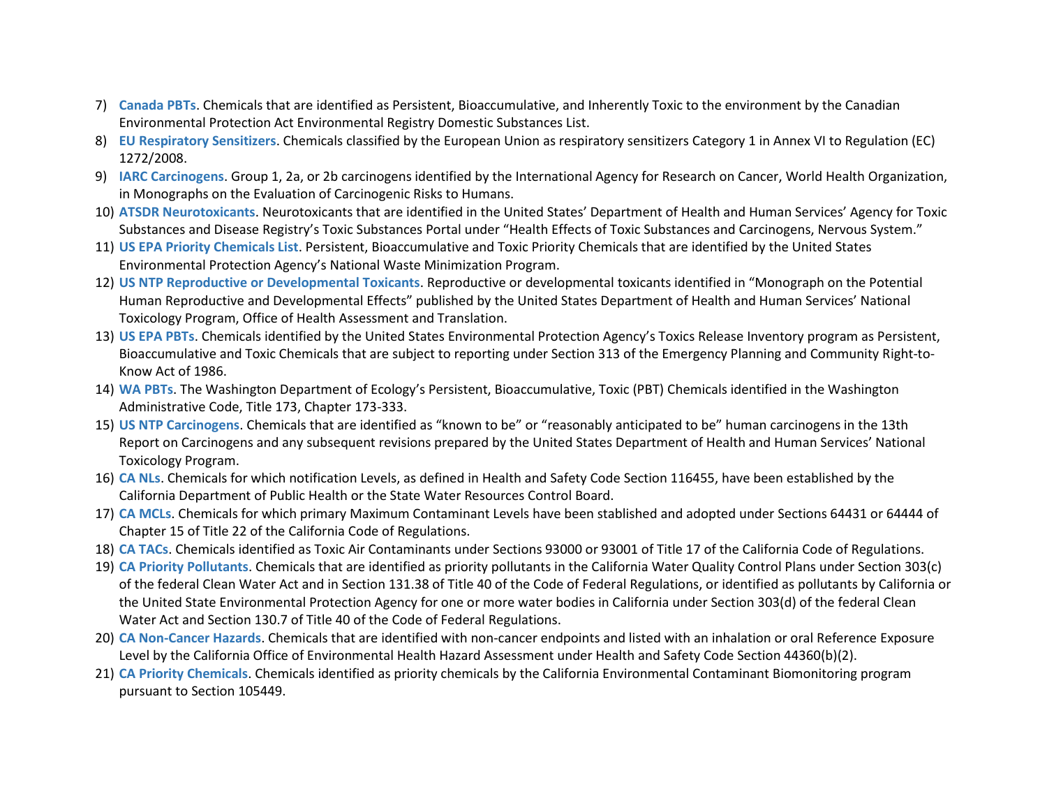7) **Canada PBTs**. Chemicals that are identified as Persistent, Bioaccumulative, and Inherently Toxic to the environment by the Canadian Environmental Protection Act Environmental Registry Domestic Substances List.
8) **EU Respiratory Sensitizers**. Chemicals classified by the European Union as respiratory sensitizers Category 1 in Annex VI to Regulation (EC) 1272/2008.
9) **IARC Carcinogens**. Group 1, 2a, or 2b carcinogens identified by the International Agency for Research on Cancer, World Health Organization, in Monographs on the Evaluation of Carcinogenic Risks to Humans.
10) **ATSDR Neurotoxicants**. Neurotoxicants that are identified in the United States' Department of Health and Human Services' Agency for Toxic Substances and Disease Registry's Toxic Substances Portal under "Health Effects of Toxic Substances and Carcinogens, Nervous System."
11) **US EPA Priority Chemicals List**. Persistent, Bioaccumulative and Toxic Priority Chemicals that are identified by the United States Environmental Protection Agency's National Waste Minimization Program.
12) **US NTP Reproductive or Developmental Toxicants**. Reproductive or developmental toxicants identified in "Monograph on the Potential Human Reproductive and Developmental Effects" published by the United States Department of Health and Human Services' National Toxicology Program, Office of Health Assessment and Translation.
13) **US EPA PBTs**. Chemicals identified by the United States Environmental Protection Agency's Toxics Release Inventory program as Persistent, Bioaccumulative and Toxic Chemicals that are subject to reporting under Section 313 of the Emergency Planning and Community Right-to-Know Act of 1986.
14) **WA PBTs**. The Washington Department of Ecology's Persistent, Bioaccumulative, Toxic (PBT) Chemicals identified in the Washington Administrative Code, Title 173, Chapter 173-333.
15) **US NTP Carcinogens**. Chemicals that are identified as "known to be" or "reasonably anticipated to be" human carcinogens in the 13th Report on Carcinogens and any subsequent revisions prepared by the United States Department of Health and Human Services' National Toxicology Program.
16) **CA NLs**. Chemicals for which notification Levels, as defined in Health and Safety Code Section 116455, have been established by the California Department of Public Health or the State Water Resources Control Board.
17) **CA MCLs**. Chemicals for which primary Maximum Contaminant Levels have been stablished and adopted under Sections 64431 or 64444 of Chapter 15 of Title 22 of the California Code of Regulations.
18) **CA TACs**. Chemicals identified as Toxic Air Contaminants under Sections 93000 or 93001 of Title 17 of the California Code of Regulations.
19) **CA Priority Pollutants**. Chemicals that are identified as priority pollutants in the California Water Quality Control Plans under Section 303(c) of the federal Clean Water Act and in Section 131.38 of Title 40 of the Code of Federal Regulations, or identified as pollutants by California or the United State Environmental Protection Agency for one or more water bodies in California under Section 303(d) of the federal Clean Water Act and Section 130.7 of Title 40 of the Code of Federal Regulations.
20) **CA Non-Cancer Hazards**. Chemicals that are identified with non-cancer endpoints and listed with an inhalation or oral Reference Exposure Level by the California Office of Environmental Health Hazard Assessment under Health and Safety Code Section 44360(b)(2).
21) **CA Priority Chemicals**. Chemicals identified as priority chemicals by the California Environmental Contaminant Biomonitoring program pursuant to Section 105449.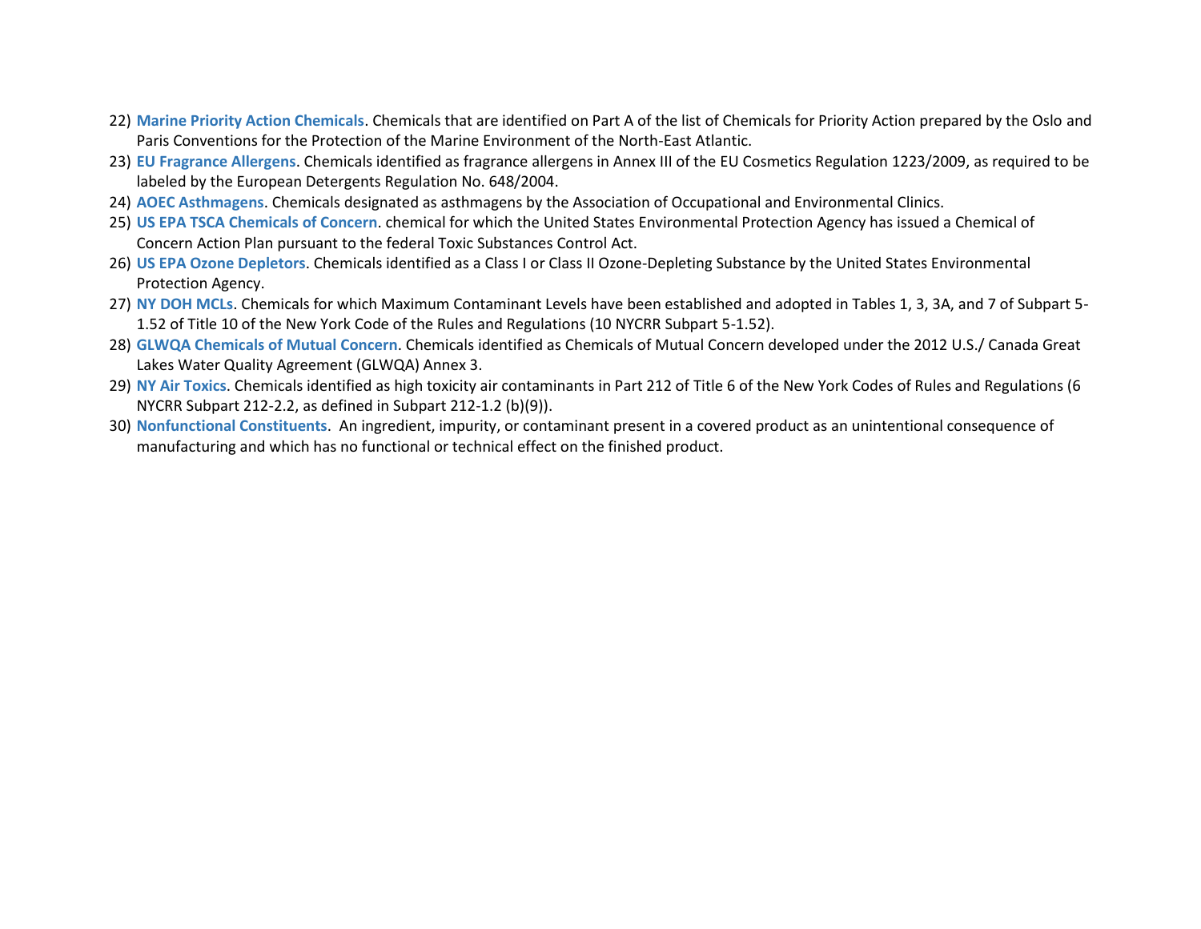22) **Marine Priority Action Chemicals**. Chemicals that are identified on Part A of the list of Chemicals for Priority Action prepared by the Oslo and Paris Conventions for the Protection of the Marine Environment of the North-East Atlantic.
23) **EU Fragrance Allergens**. Chemicals identified as fragrance allergens in Annex III of the EU Cosmetics Regulation 1223/2009, as required to be labeled by the European Detergents Regulation No. 648/2004.
24) **AOEC Asthmagens**. Chemicals designated as asthmagens by the Association of Occupational and Environmental Clinics.
25) **US EPA TSCA Chemicals of Concern**. chemical for which the United States Environmental Protection Agency has issued a Chemical of Concern Action Plan pursuant to the federal Toxic Substances Control Act.
26) **US EPA Ozone Depletors**. Chemicals identified as a Class I or Class II Ozone-Depleting Substance by the United States Environmental Protection Agency.
27) **NY DOH MCLs**. Chemicals for which Maximum Contaminant Levels have been established and adopted in Tables 1, 3, 3A, and 7 of Subpart 5-1.52 of Title 10 of the New York Code of the Rules and Regulations (10 NYCRR Subpart 5-1.52).
28) **GLWQA Chemicals of Mutual Concern**. Chemicals identified as Chemicals of Mutual Concern developed under the 2012 U.S./ Canada Great Lakes Water Quality Agreement (GLWQA) Annex 3.
29) **NY Air Toxics**. Chemicals identified as high toxicity air contaminants in Part 212 of Title 6 of the New York Codes of Rules and Regulations (6 NYCRR Subpart 212-2.2, as defined in Subpart 212-1.2 (b)(9)).
30) **Nonfunctional Constituents**. An ingredient, impurity, or contaminant present in a covered product as an unintentional consequence of manufacturing and which has no functional or technical effect on the finished product.